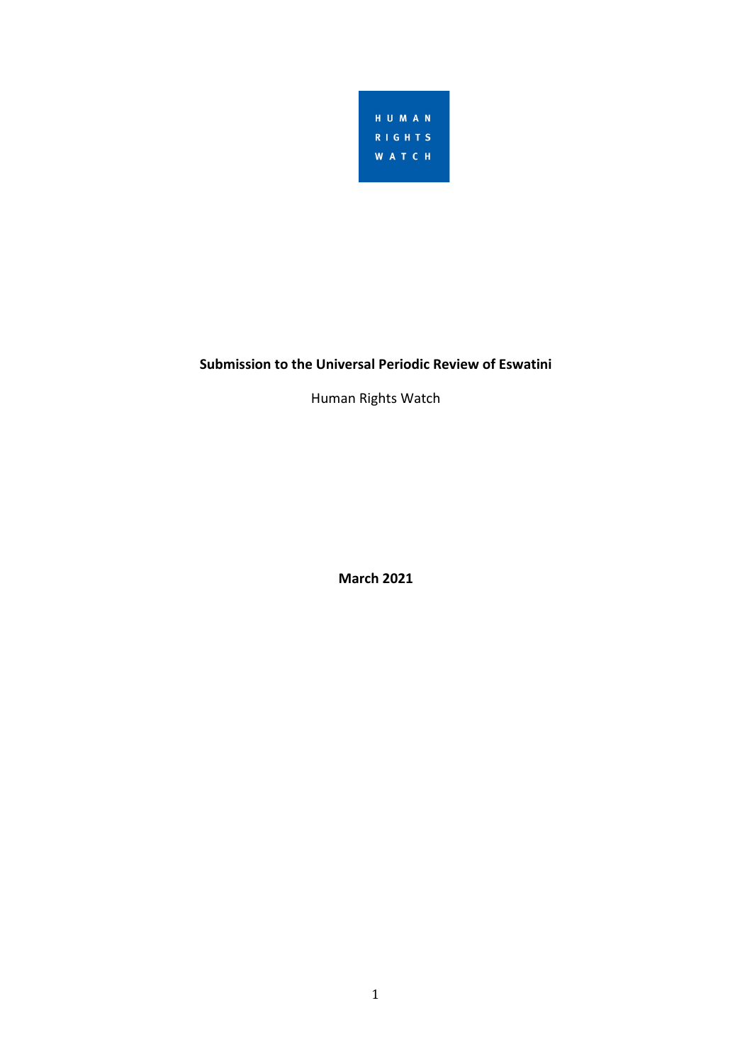HUMAN RIGHTS WATCH

**Submission to the Universal Periodic Review of Eswatini**

Human Rights Watch

**March 2021**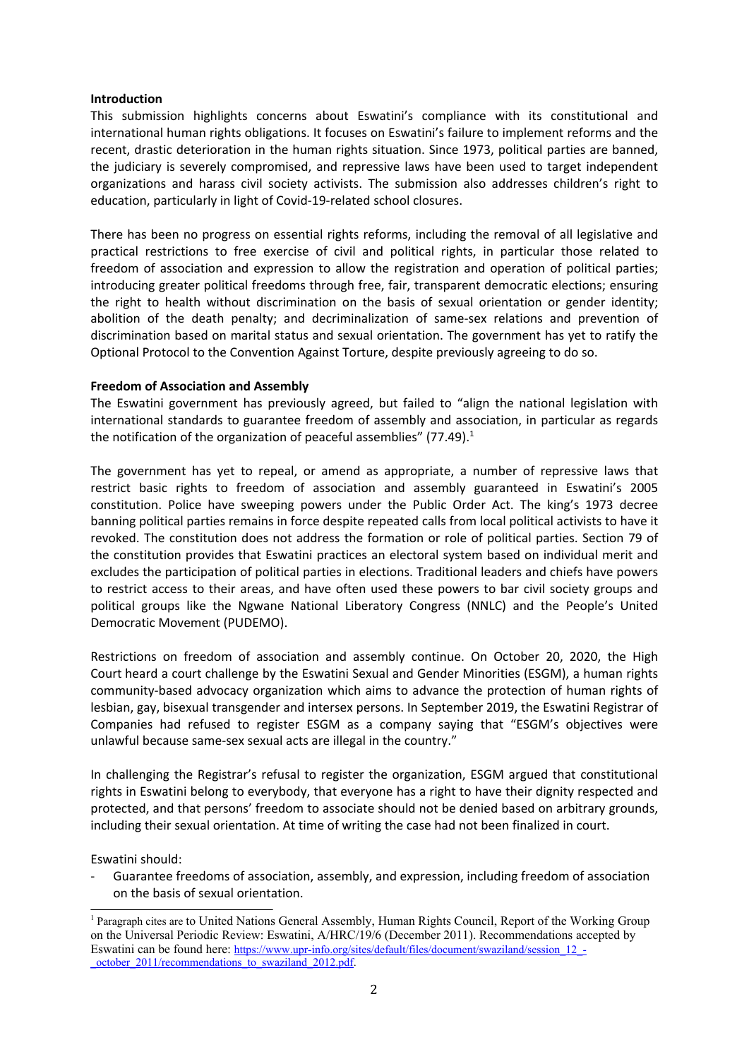**Introduction**

This submission highlights concerns about Eswatini's compliance with its constitutional and international human rights obligations. It focuses on Eswatini's failure to implement reforms and the recent, drastic deterioration in the human rights situation. Since 1973, political parties are banned, the judiciary is severely compromised, and repressive laws have been used to target independent organizations and harass civil society activists. The submission also addresses children's right to education, particularly in light of Covid-19-related school closures.

There has been no progress on essential rights reforms, including the removal of all legislative and practical restrictions to free exercise of civil and political rights, in particular those related to freedom of association and expression to allow the registration and operation of political parties; introducing greater political freedoms through free, fair, transparent democratic elections; ensuring the right to health without discrimination on the basis of sexual orientation or gender identity; abolition of the death penalty; and decriminalization of same-sex relations and prevention of discrimination based on marital status and sexual orientation. The government has yet to ratify the Optional Protocol to the Convention Against Torture, despite previously agreeing to do so.

**Freedom of Association and Assembly**

The Eswatini government has previously agreed, but failed to "align the national legislation with international standards to guarantee freedom of assembly and association, in particular as regards the notification of the organization of peaceful assemblies" (77.49).[1]

The government has yet to repeal, or amend as appropriate, a number of repressive laws that restrict basic rights to freedom of association and assembly guaranteed in Eswatini's 2005 constitution. Police have sweeping powers under the Public Order Act. The king's 1973 decree banning political parties remains in force despite repeated calls from local political activists to have it revoked. The constitution does not address the formation or role of political parties. Section 79 of the constitution provides that Eswatini practices an electoral system based on individual merit and excludes the participation of political parties in elections. Traditional leaders and chiefs have powers to restrict access to their areas, and have often used these powers to bar civil society groups and political groups like the Ngwane National Liberatory Congress (NNLC) and the People's United Democratic Movement (PUDEMO).

Restrictions on freedom of association and assembly continue. On October 20, 2020, the High Court heard a court challenge by the Eswatini Sexual and Gender Minorities (ESGM), a human rights community-based advocacy organization which aims to advance the protection of human rights of lesbian, gay, bisexual transgender and intersex persons. In September 2019, the Eswatini Registrar of Companies had refused to register ESGM as a company saying that "ESGM's objectives were unlawful because same-sex sexual acts are illegal in the country."

In challenging the Registrar's refusal to register the organization, ESGM argued that constitutional rights in Eswatini belong to everybody, that everyone has a right to have their dignity respected and protected, and that persons' freedom to associate should not be denied based on arbitrary grounds, including their sexual orientation. At time of writing the case had not been finalized in court.

Eswatini should:

- Guarantee freedoms of association, assembly, and expression, including freedom of association on the basis of sexual orientation.

---

[1] Paragraph cites are to United Nations General Assembly, Human Rights Council, Report of the Working Group on the Universal Periodic Review: Eswatini, A/HRC/19/6 (December 2011). Recommendations accepted by Eswatini can be found here: https://www.upr-info.org/sites/default/files/document/swaziland/session_12_-_october_2011/recommendations_to_swaziland_2012.pdf.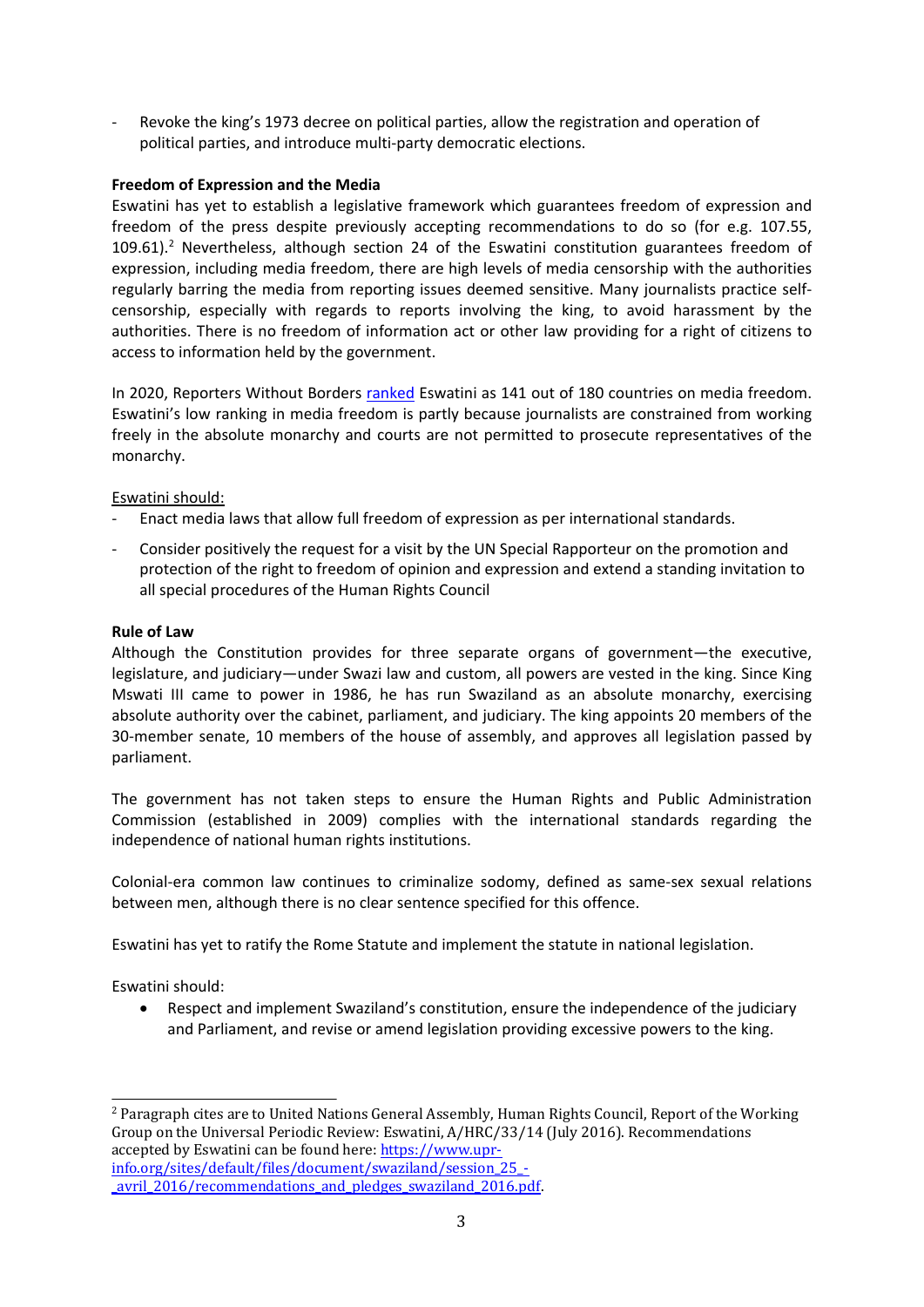- Revoke the king's 1973 decree on political parties, allow the registration and operation of political parties, and introduce multi-party democratic elections.

**Freedom of Expression and the Media**

Eswatini has yet to establish a legislative framework which guarantees freedom of expression and freedom of the press despite previously accepting recommendations to do so (for e.g. 107.55, 109.61).[2] Nevertheless, although section 24 of the Eswatini constitution guarantees freedom of expression, including media freedom, there are high levels of media censorship with the authorities regularly barring the media from reporting issues deemed sensitive. Many journalists practice self-censorship, especially with regards to reports involving the king, to avoid harassment by the authorities. There is no freedom of information act or other law providing for a right of citizens to access to information held by the government.

In 2020, Reporters Without Borders ranked Eswatini as 141 out of 180 countries on media freedom. Eswatini's low ranking in media freedom is partly because journalists are constrained from working freely in the absolute monarchy and courts are not permitted to prosecute representatives of the monarchy.

Eswatini should:

- Enact media laws that allow full freedom of expression as per international standards.
- Consider positively the request for a visit by the UN Special Rapporteur on the promotion and protection of the right to freedom of opinion and expression and extend a standing invitation to all special procedures of the Human Rights Council

**Rule of Law**

Although the Constitution provides for three separate organs of government—the executive, legislature, and judiciary—under Swazi law and custom, all powers are vested in the king. Since King Mswati III came to power in 1986, he has run Swaziland as an absolute monarchy, exercising absolute authority over the cabinet, parliament, and judiciary. The king appoints 20 members of the 30-member senate, 10 members of the house of assembly, and approves all legislation passed by parliament.

The government has not taken steps to ensure the Human Rights and Public Administration Commission (established in 2009) complies with the international standards regarding the independence of national human rights institutions.

Colonial-era common law continues to criminalize sodomy, defined as same-sex sexual relations between men, although there is no clear sentence specified for this offence.

Eswatini has yet to ratify the Rome Statute and implement the statute in national legislation.

Eswatini should:

- Respect and implement Swaziland's constitution, ensure the independence of the judiciary and Parliament, and revise or amend legislation providing excessive powers to the king.

---

[2] Paragraph cites are to United Nations General Assembly, Human Rights Council, Report of the Working Group on the Universal Periodic Review: Eswatini, A/HRC/33/14 (July 2016). Recommendations accepted by Eswatini can be found here: https://www.upr-info.org/sites/default/files/document/swaziland/session_25_-_avril_2016/recommendations_and_pledges_swaziland_2016.pdf.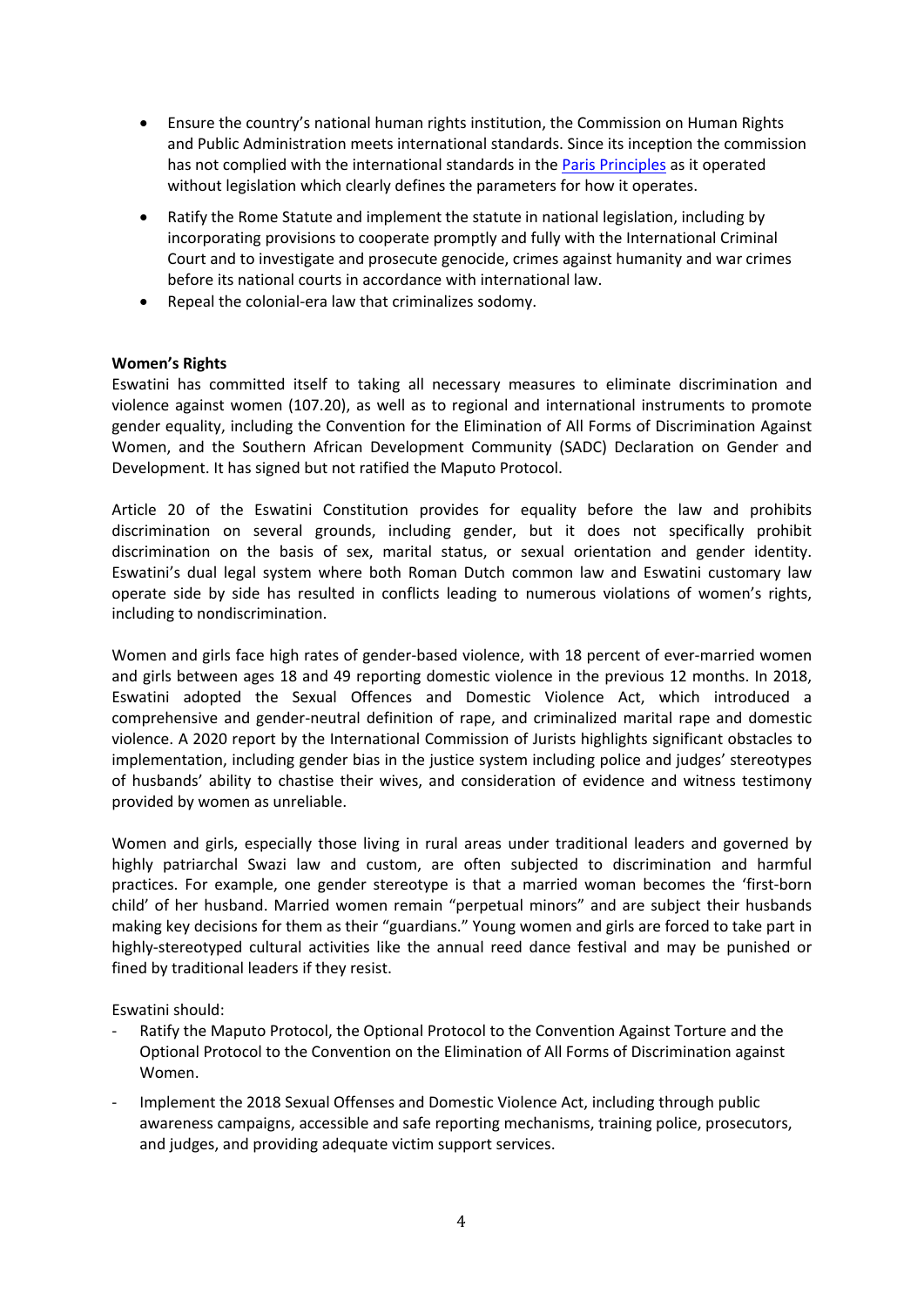- Ensure the country's national human rights institution, the Commission on Human Rights and Public Administration meets international standards. Since its inception the commission has not complied with the international standards in the [Paris Principles] as it operated without legislation which clearly defines the parameters for how it operates.
- Ratify the Rome Statute and implement the statute in national legislation, including by incorporating provisions to cooperate promptly and fully with the International Criminal Court and to investigate and prosecute genocide, crimes against humanity and war crimes before its national courts in accordance with international law.
- Repeal the colonial-era law that criminalizes sodomy.

**Women's Rights**

Eswatini has committed itself to taking all necessary measures to eliminate discrimination and violence against women (107.20), as well as to regional and international instruments to promote gender equality, including the Convention for the Elimination of All Forms of Discrimination Against Women, and the Southern African Development Community (SADC) Declaration on Gender and Development. It has signed but not ratified the Maputo Protocol.

Article 20 of the Eswatini Constitution provides for equality before the law and prohibits discrimination on several grounds, including gender, but it does not specifically prohibit discrimination on the basis of sex, marital status, or sexual orientation and gender identity. Eswatini's dual legal system where both Roman Dutch common law and Eswatini customary law operate side by side has resulted in conflicts leading to numerous violations of women's rights, including to nondiscrimination.

Women and girls face high rates of gender-based violence, with 18 percent of ever-married women and girls between ages 18 and 49 reporting domestic violence in the previous 12 months. In 2018, Eswatini adopted the Sexual Offences and Domestic Violence Act, which introduced a comprehensive and gender-neutral definition of rape, and criminalized marital rape and domestic violence. A 2020 report by the International Commission of Jurists highlights significant obstacles to implementation, including gender bias in the justice system including police and judges' stereotypes of husbands' ability to chastise their wives, and consideration of evidence and witness testimony provided by women as unreliable.

Women and girls, especially those living in rural areas under traditional leaders and governed by highly patriarchal Swazi law and custom, are often subjected to discrimination and harmful practices. For example, one gender stereotype is that a married woman becomes the 'first-born child' of her husband. Married women remain "perpetual minors" and are subject their husbands making key decisions for them as their "guardians." Young women and girls are forced to take part in highly-stereotyped cultural activities like the annual reed dance festival and may be punished or fined by traditional leaders if they resist.

Eswatini should:

- Ratify the Maputo Protocol, the Optional Protocol to the Convention Against Torture and the Optional Protocol to the Convention on the Elimination of All Forms of Discrimination against Women.
- Implement the 2018 Sexual Offenses and Domestic Violence Act, including through public awareness campaigns, accessible and safe reporting mechanisms, training police, prosecutors, and judges, and providing adequate victim support services.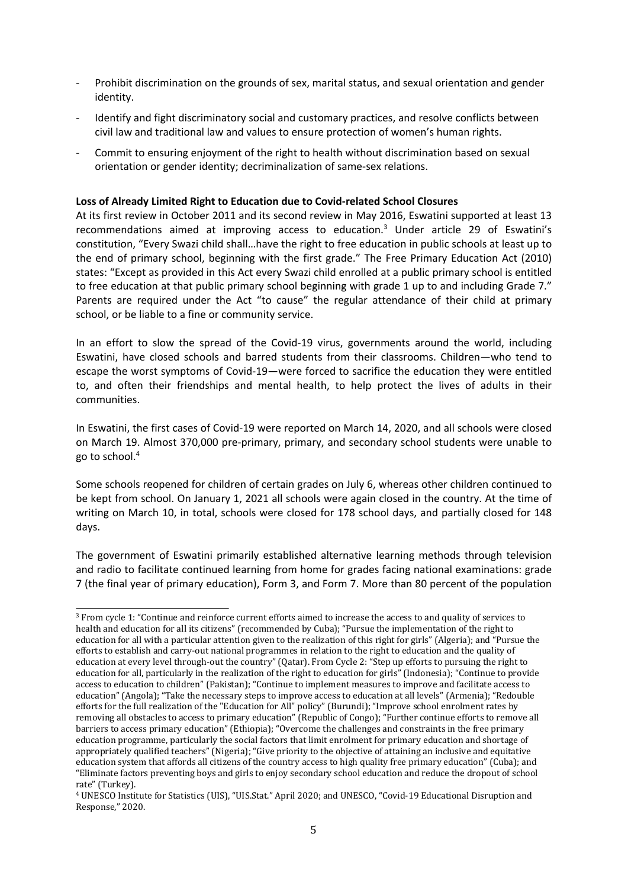- Prohibit discrimination on the grounds of sex, marital status, and sexual orientation and gender identity.
- Identify and fight discriminatory social and customary practices, and resolve conflicts between civil law and traditional law and values to ensure protection of women's human rights.
- Commit to ensuring enjoyment of the right to health without discrimination based on sexual orientation or gender identity; decriminalization of same-sex relations.

**Loss of Already Limited Right to Education due to Covid-related School Closures**

At its first review in October 2011 and its second review in May 2016, Eswatini supported at least 13 recommendations aimed at improving access to education.[3] Under article 29 of Eswatini's constitution, "Every Swazi child shall…have the right to free education in public schools at least up to the end of primary school, beginning with the first grade." The Free Primary Education Act (2010) states: "Except as provided in this Act every Swazi child enrolled at a public primary school is entitled to free education at that public primary school beginning with grade 1 up to and including Grade 7." Parents are required under the Act "to cause" the regular attendance of their child at primary school, or be liable to a fine or community service.

In an effort to slow the spread of the Covid-19 virus, governments around the world, including Eswatini, have closed schools and barred students from their classrooms. Children—who tend to escape the worst symptoms of Covid-19—were forced to sacrifice the education they were entitled to, and often their friendships and mental health, to help protect the lives of adults in their communities.

In Eswatini, the first cases of Covid-19 were reported on March 14, 2020, and all schools were closed on March 19. Almost 370,000 pre-primary, primary, and secondary school students were unable to go to school.[4]

Some schools reopened for children of certain grades on July 6, whereas other children continued to be kept from school. On January 1, 2021 all schools were again closed in the country. At the time of writing on March 10, in total, schools were closed for 178 school days, and partially closed for 148 days.

The government of Eswatini primarily established alternative learning methods through television and radio to facilitate continued learning from home for grades facing national examinations: grade 7 (the final year of primary education), Form 3, and Form 7. More than 80 percent of the population

---

[3] From cycle 1: "Continue and reinforce current efforts aimed to increase the access to and quality of services to health and education for all its citizens" (recommended by Cuba); "Pursue the implementation of the right to education for all with a particular attention given to the realization of this right for girls" (Algeria); and "Pursue the efforts to establish and carry-out national programmes in relation to the right to education and the quality of education at every level through-out the country" (Qatar). From Cycle 2: "Step up efforts to pursuing the right to education for all, particularly in the realization of the right to education for girls" (Indonesia); "Continue to provide access to education to children" (Pakistan); "Continue to implement measures to improve and facilitate access to education" (Angola); "Take the necessary steps to improve access to education at all levels" (Armenia); "Redouble efforts for the full realization of the "Education for All" policy" (Burundi); "Improve school enrolment rates by removing all obstacles to access to primary education" (Republic of Congo); "Further continue efforts to remove all barriers to access primary education" (Ethiopia); "Overcome the challenges and constraints in the free primary education programme, particularly the social factors that limit enrolment for primary education and shortage of appropriately qualified teachers" (Nigeria); "Give priority to the objective of attaining an inclusive and equitative education system that affords all citizens of the country access to high quality free primary education" (Cuba); and "Eliminate factors preventing boys and girls to enjoy secondary school education and reduce the dropout of school rate" (Turkey).

[4] UNESCO Institute for Statistics (UIS), "UIS.Stat." April 2020; and UNESCO, "Covid-19 Educational Disruption and Response," 2020.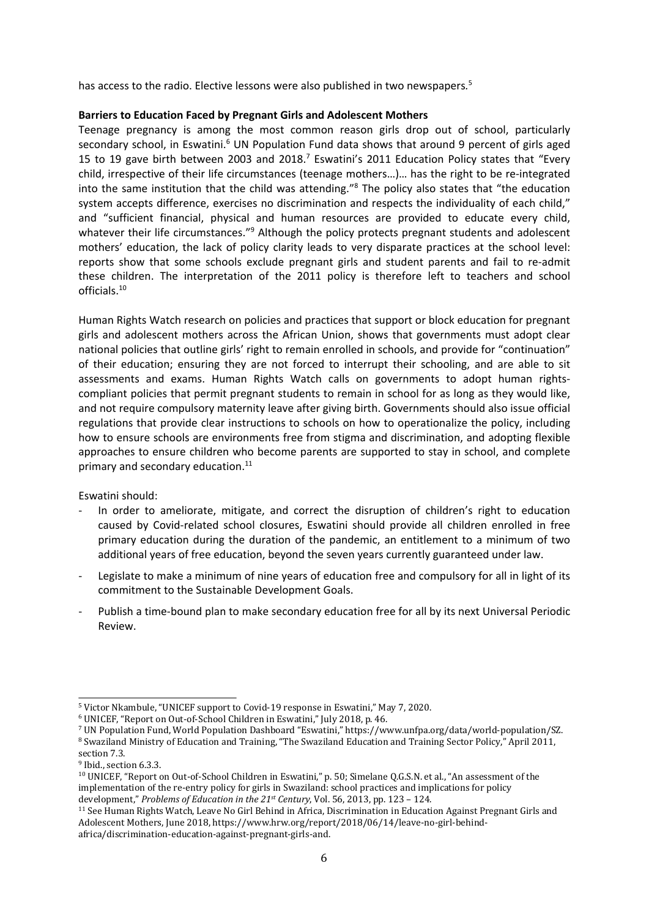has access to the radio. Elective lessons were also published in two newspapers.[5]

**Barriers to Education Faced by Pregnant Girls and Adolescent Mothers**

Teenage pregnancy is among the most common reason girls drop out of school, particularly secondary school, in Eswatini.[6] UN Population Fund data shows that around 9 percent of girls aged 15 to 19 gave birth between 2003 and 2018.[7] Eswatini's 2011 Education Policy states that "Every child, irrespective of their life circumstances (teenage mothers…)… has the right to be re-integrated into the same institution that the child was attending."[8] The policy also states that "the education system accepts difference, exercises no discrimination and respects the individuality of each child," and "sufficient financial, physical and human resources are provided to educate every child, whatever their life circumstances."[9] Although the policy protects pregnant students and adolescent mothers' education, the lack of policy clarity leads to very disparate practices at the school level: reports show that some schools exclude pregnant girls and student parents and fail to re-admit these children. The interpretation of the 2011 policy is therefore left to teachers and school officials.[10]

Human Rights Watch research on policies and practices that support or block education for pregnant girls and adolescent mothers across the African Union, shows that governments must adopt clear national policies that outline girls' right to remain enrolled in schools, and provide for "continuation" of their education; ensuring they are not forced to interrupt their schooling, and are able to sit assessments and exams. Human Rights Watch calls on governments to adopt human rights-compliant policies that permit pregnant students to remain in school for as long as they would like, and not require compulsory maternity leave after giving birth. Governments should also issue official regulations that provide clear instructions to schools on how to operationalize the policy, including how to ensure schools are environments free from stigma and discrimination, and adopting flexible approaches to ensure children who become parents are supported to stay in school, and complete primary and secondary education.[11]

Eswatini should:

- In order to ameliorate, mitigate, and correct the disruption of children's right to education caused by Covid-related school closures, Eswatini should provide all children enrolled in free primary education during the duration of the pandemic, an entitlement to a minimum of two additional years of free education, beyond the seven years currently guaranteed under law.
- Legislate to make a minimum of nine years of education free and compulsory for all in light of its commitment to the Sustainable Development Goals.
- Publish a time-bound plan to make secondary education free for all by its next Universal Periodic Review.

---

[5] Victor Nkambule, "UNICEF support to Covid-19 response in Eswatini," May 7, 2020.

[6] UNICEF, "Report on Out-of-School Children in Eswatini," July 2018, p. 46.

[7] UN Population Fund, World Population Dashboard "Eswatini," https://www.unfpa.org/data/world-population/SZ.

[8] Swaziland Ministry of Education and Training, "The Swaziland Education and Training Sector Policy," April 2011, section 7.3.

[9] Ibid., section 6.3.3.

[10] UNICEF, "Report on Out-of-School Children in Eswatini," p. 50; Simelane Q.G.S.N. et al., "An assessment of the implementation of the re-entry policy for girls in Swaziland: school practices and implications for policy development," *Problems of Education in the 21st Century*, Vol. 56, 2013, pp. 123 – 124.

[11] See Human Rights Watch, Leave No Girl Behind in Africa, Discrimination in Education Against Pregnant Girls and Adolescent Mothers, June 2018, https://www.hrw.org/report/2018/06/14/leave-no-girl-behind-africa/discrimination-education-against-pregnant-girls-and.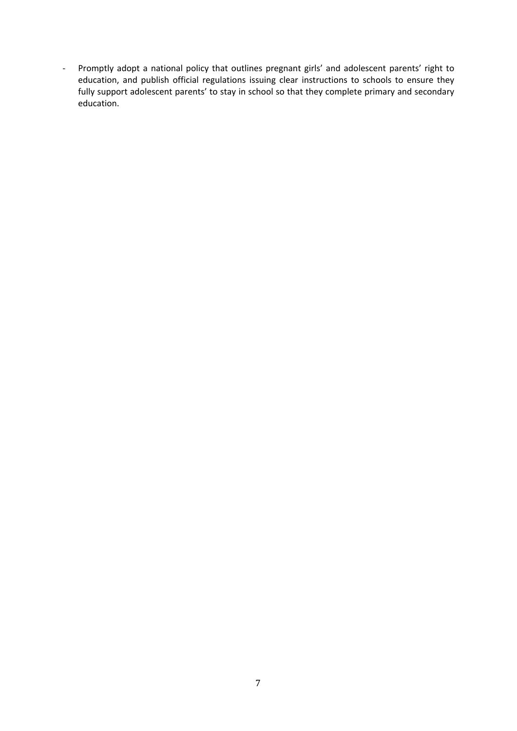- Promptly adopt a national policy that outlines pregnant girls' and adolescent parents' right to education, and publish official regulations issuing clear instructions to schools to ensure they fully support adolescent parents' to stay in school so that they complete primary and secondary education.